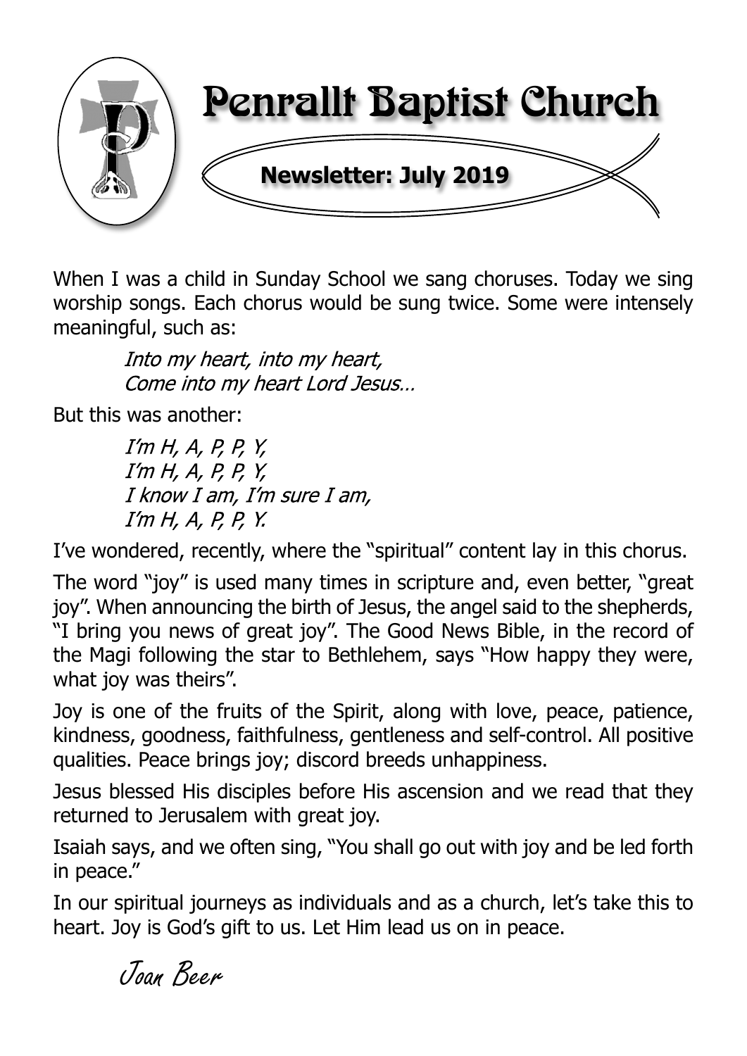# Penrallt Baptist Church

**Newsletter: July 2019**

When I was a child in Sunday School we sang choruses. Today we sing worship songs. Each chorus would be sung twice. Some were intensely meaningful, such as:

> *Into my heart, into my heart,*
> *Come into my heart Lord Jesus…*

But this was another:

> *I'm H, A, P, P, Y,*
> *I'm H, A, P, P, Y,*
> *I know I am, I'm sure I am,*
> *I'm H, A, P, P, Y.*

I've wondered, recently, where the "spiritual" content lay in this chorus.

The word "joy" is used many times in scripture and, even better, "great joy". When announcing the birth of Jesus, the angel said to the shepherds, "I bring you news of great joy". The Good News Bible, in the record of the Magi following the star to Bethlehem, says "How happy they were, what joy was theirs".

Joy is one of the fruits of the Spirit, along with love, peace, patience, kindness, goodness, faithfulness, gentleness and self-control. All positive qualities. Peace brings joy; discord breeds unhappiness.

Jesus blessed His disciples before His ascension and we read that they returned to Jerusalem with great joy.

Isaiah says, and we often sing, "You shall go out with joy and be led forth in peace."

In our spiritual journeys as individuals and as a church, let's take this to heart. Joy is God's gift to us. Let Him lead us on in peace.

*Joan Beer*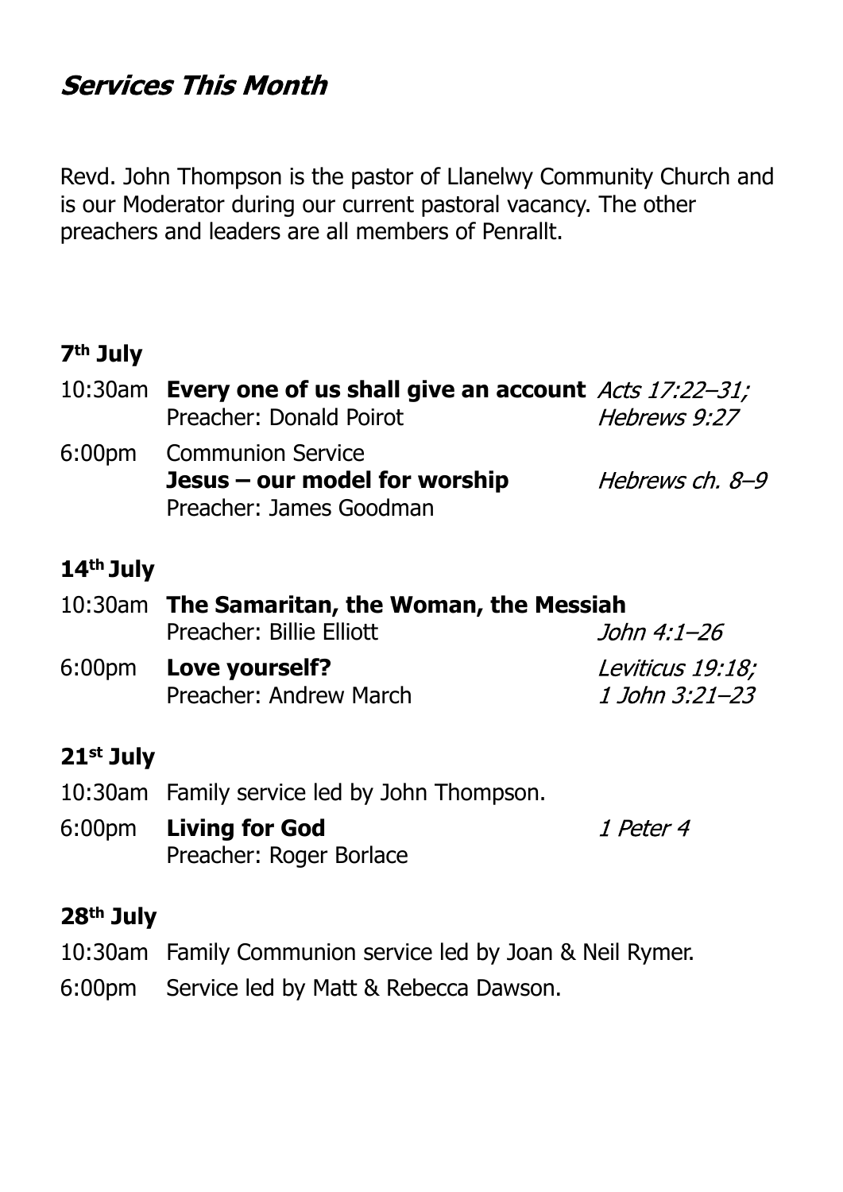# *Services This Month*

Revd. John Thompson is the pastor of Llanelwy Community Church and is our Moderator during our current pastoral vacancy. The other preachers and leaders are all members of Penrallt.

### 7th July

10:30am **Every one of us shall give an account** *Acts 17:22–31; Hebrews 9:27*
Preacher: Donald Poirot

6:00pm Communion Service
**Jesus – our model for worship** *Hebrews ch. 8–9*
Preacher: James Goodman

### 14th July

10:30am **The Samaritan, the Woman, the Messiah** *John 4:1–26*
Preacher: Billie Elliott

6:00pm **Love yourself?** *Leviticus 19:18; 1 John 3:21–23*
Preacher: Andrew March

### 21st July

10:30am Family service led by John Thompson.

6:00pm **Living for God** *1 Peter 4*
Preacher: Roger Borlace

### 28th July

10:30am Family Communion service led by Joan & Neil Rymer.

6:00pm Service led by Matt & Rebecca Dawson.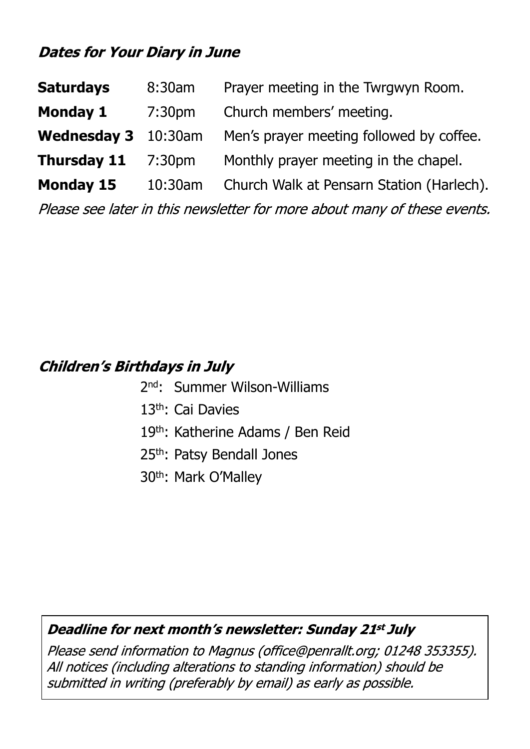### *Dates for Your Diary in June*

| | | |
|---|---|---|
| **Saturdays** | 8:30am | Prayer meeting in the Twrgwyn Room. |
| **Monday 1** | 7:30pm | Church members' meeting. |
| **Wednesday 3** | 10:30am | Men's prayer meeting followed by coffee. |
| **Thursday 11** | 7:30pm | Monthly prayer meeting in the chapel. |
| **Monday 15** | 10:30am | Church Walk at Pensarn Station (Harlech). |

*Please see later in this newsletter for more about many of these events.*

### *Children's Birthdays in July*

2nd: Summer Wilson-Williams

13th: Cai Davies

19th: Katherine Adams / Ben Reid

25th: Patsy Bendall Jones

30th: Mark O'Malley

***Deadline for next month's newsletter: Sunday 21st July***

*Please send information to Magnus (office@penrallt.org; 01248 353355). All notices (including alterations to standing information) should be submitted in writing (preferably by email) as early as possible.*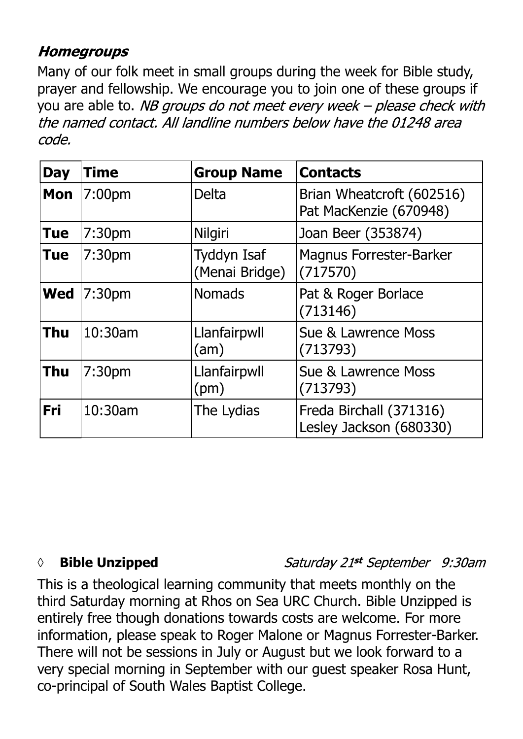### ***Homegroups***

Many of our folk meet in small groups during the week for Bible study, prayer and fellowship. We encourage you to join one of these groups if you are able to. *NB groups do not meet every week – please check with the named contact. All landline numbers below have the 01248 area code.*

| Day | Time | Group Name | Contacts |
|---|---|---|---|
| **Mon** | 7:00pm | Delta | Brian Wheatcroft (602516)<br>Pat MacKenzie (670948) |
| **Tue** | 7:30pm | Nilgiri | Joan Beer (353874) |
| **Tue** | 7:30pm | Tyddyn Isaf (Menai Bridge) | Magnus Forrester-Barker (717570) |
| **Wed** | 7:30pm | Nomads | Pat & Roger Borlace (713146) |
| **Thu** | 10:30am | Llanfairpwll (am) | Sue & Lawrence Moss (713793) |
| **Thu** | 7:30pm | Llanfairpwll (pm) | Sue & Lawrence Moss (713793) |
| **Fri** | 10:30am | The Lydias | Freda Birchall (371316)<br>Lesley Jackson (680330) |

◊ **Bible Unzipped** *Saturday 21st September 9:30am*

This is a theological learning community that meets monthly on the third Saturday morning at Rhos on Sea URC Church. Bible Unzipped is entirely free though donations towards costs are welcome. For more information, please speak to Roger Malone or Magnus Forrester-Barker. There will not be sessions in July or August but we look forward to a very special morning in September with our guest speaker Rosa Hunt, co-principal of South Wales Baptist College.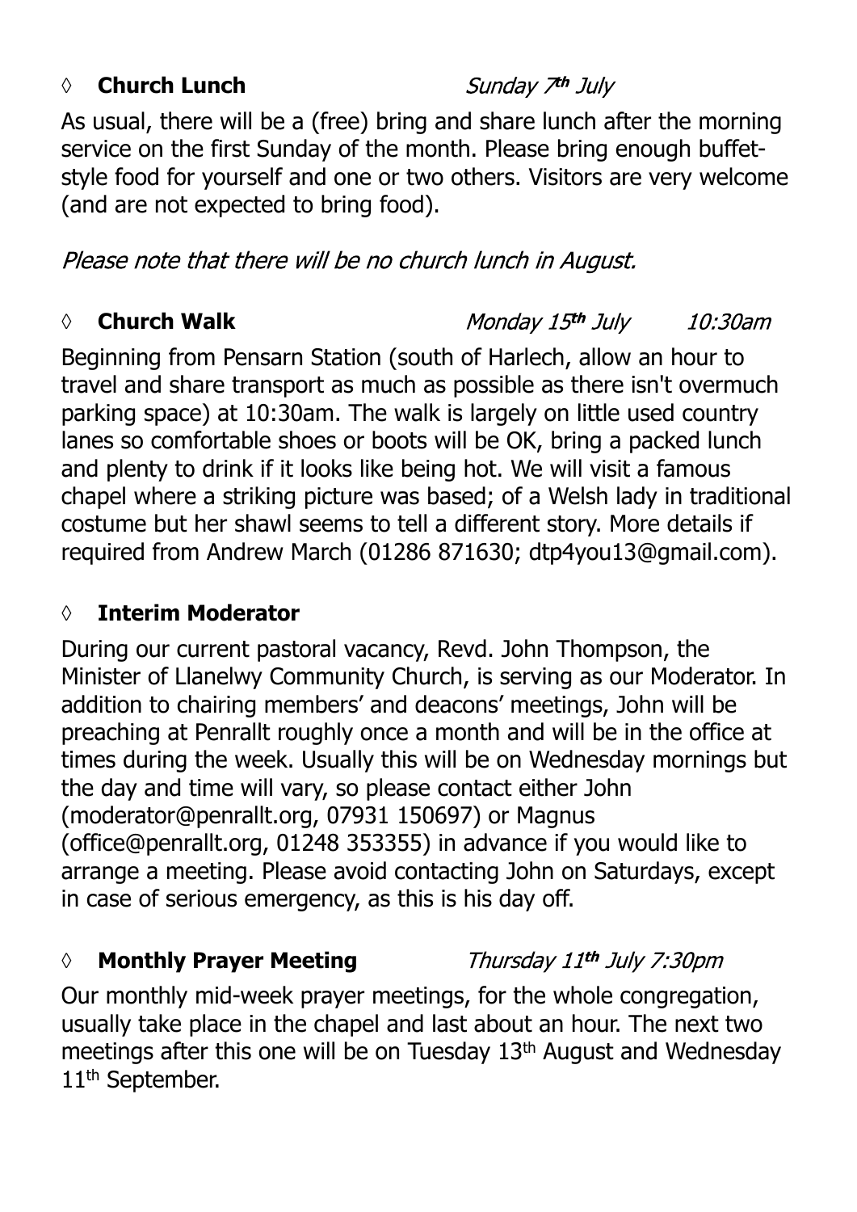◊ **Church Lunch** *Sunday 7th July*

As usual, there will be a (free) bring and share lunch after the morning service on the first Sunday of the month. Please bring enough buffet-style food for yourself and one or two others. Visitors are very welcome (and are not expected to bring food).

*Please note that there will be no church lunch in August.*

◊ **Church Walk** *Monday 15th July 10:30am*

Beginning from Pensarn Station (south of Harlech, allow an hour to travel and share transport as much as possible as there isn't overmuch parking space) at 10:30am. The walk is largely on little used country lanes so comfortable shoes or boots will be OK, bring a packed lunch and plenty to drink if it looks like being hot. We will visit a famous chapel where a striking picture was based; of a Welsh lady in traditional costume but her shawl seems to tell a different story. More details if required from Andrew March (01286 871630; dtp4you13@gmail.com).

◊ **Interim Moderator**

During our current pastoral vacancy, Revd. John Thompson, the Minister of Llanelwy Community Church, is serving as our Moderator. In addition to chairing members' and deacons' meetings, John will be preaching at Penrallt roughly once a month and will be in the office at times during the week. Usually this will be on Wednesday mornings but the day and time will vary, so please contact either John (moderator@penrallt.org, 07931 150697) or Magnus (office@penrallt.org, 01248 353355) in advance if you would like to arrange a meeting. Please avoid contacting John on Saturdays, except in case of serious emergency, as this is his day off.

◊ **Monthly Prayer Meeting** *Thursday 11th July 7:30pm*

Our monthly mid-week prayer meetings, for the whole congregation, usually take place in the chapel and last about an hour. The next two meetings after this one will be on Tuesday 13th August and Wednesday 11th September.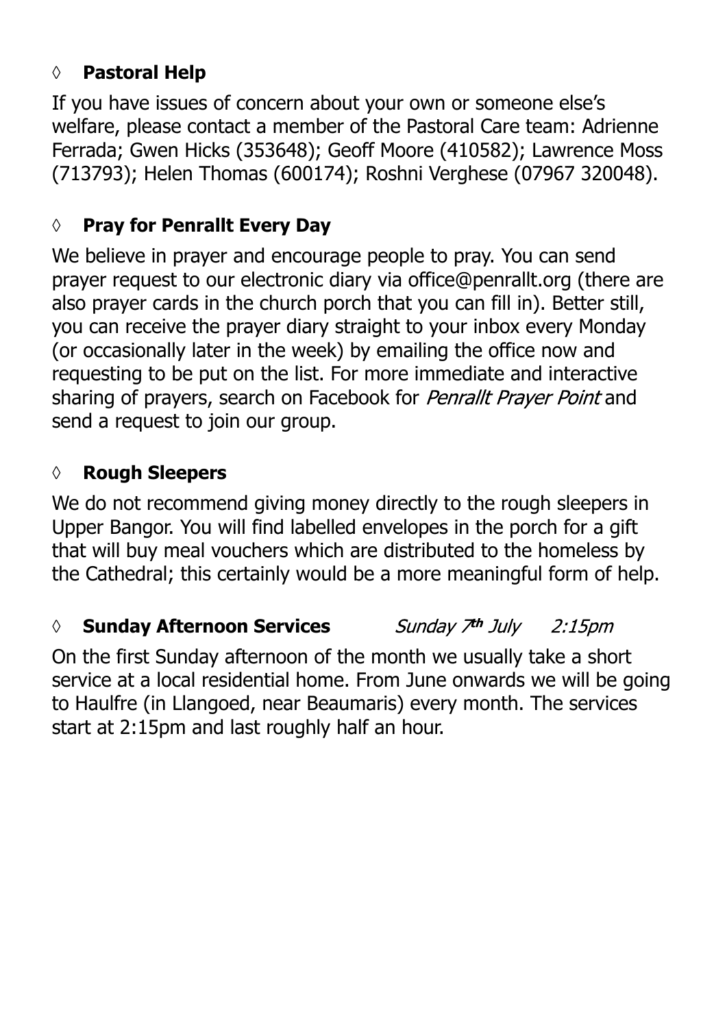### ◊ **Pastoral Help**

If you have issues of concern about your own or someone else's welfare, please contact a member of the Pastoral Care team: Adrienne Ferrada; Gwen Hicks (353648); Geoff Moore (410582); Lawrence Moss (713793); Helen Thomas (600174); Roshni Verghese (07967 320048).

### ◊ **Pray for Penrallt Every Day**

We believe in prayer and encourage people to pray. You can send prayer request to our electronic diary via office@penrallt.org (there are also prayer cards in the church porch that you can fill in). Better still, you can receive the prayer diary straight to your inbox every Monday (or occasionally later in the week) by emailing the office now and requesting to be put on the list. For more immediate and interactive sharing of prayers, search on Facebook for *Penrallt Prayer Point* and send a request to join our group.

### ◊ **Rough Sleepers**

We do not recommend giving money directly to the rough sleepers in Upper Bangor. You will find labelled envelopes in the porch for a gift that will buy meal vouchers which are distributed to the homeless by the Cathedral; this certainly would be a more meaningful form of help.

### ◊ **Sunday Afternoon Services** *Sunday 7th July 2:15pm*

On the first Sunday afternoon of the month we usually take a short service at a local residential home. From June onwards we will be going to Haulfre (in Llangoed, near Beaumaris) every month. The services start at 2:15pm and last roughly half an hour.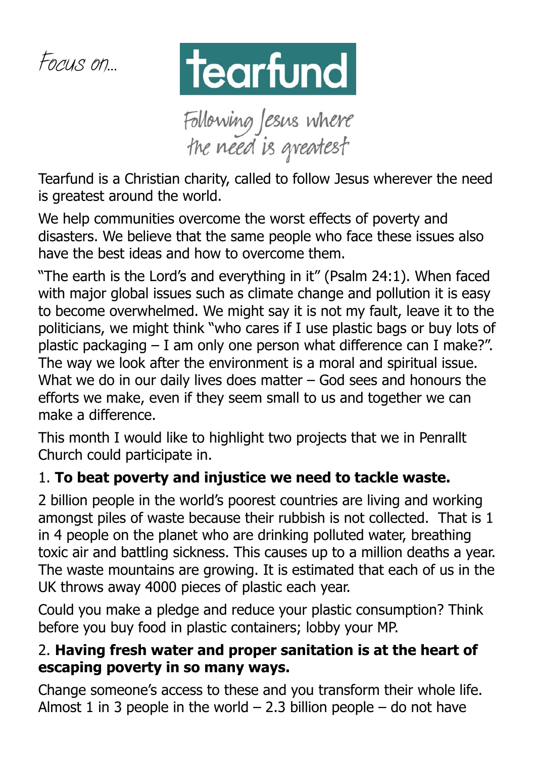*Focus on...*

# tearfund

*Following Jesus where the need is greatest*

Tearfund is a Christian charity, called to follow Jesus wherever the need is greatest around the world.

We help communities overcome the worst effects of poverty and disasters. We believe that the same people who face these issues also have the best ideas and how to overcome them.

"The earth is the Lord's and everything in it" (Psalm 24:1). When faced with major global issues such as climate change and pollution it is easy to become overwhelmed. We might say it is not my fault, leave it to the politicians, we might think "who cares if I use plastic bags or buy lots of plastic packaging – I am only one person what difference can I make?". The way we look after the environment is a moral and spiritual issue. What we do in our daily lives does matter – God sees and honours the efforts we make, even if they seem small to us and together we can make a difference.

This month I would like to highlight two projects that we in Penrallt Church could participate in.

1. **To beat poverty and injustice we need to tackle waste.**

2 billion people in the world's poorest countries are living and working amongst piles of waste because their rubbish is not collected. That is 1 in 4 people on the planet who are drinking polluted water, breathing toxic air and battling sickness. This causes up to a million deaths a year. The waste mountains are growing. It is estimated that each of us in the UK throws away 4000 pieces of plastic each year.

Could you make a pledge and reduce your plastic consumption? Think before you buy food in plastic containers; lobby your MP.

2. **Having fresh water and proper sanitation is at the heart of escaping poverty in so many ways.**

Change someone's access to these and you transform their whole life. Almost 1 in 3 people in the world – 2.3 billion people – do not have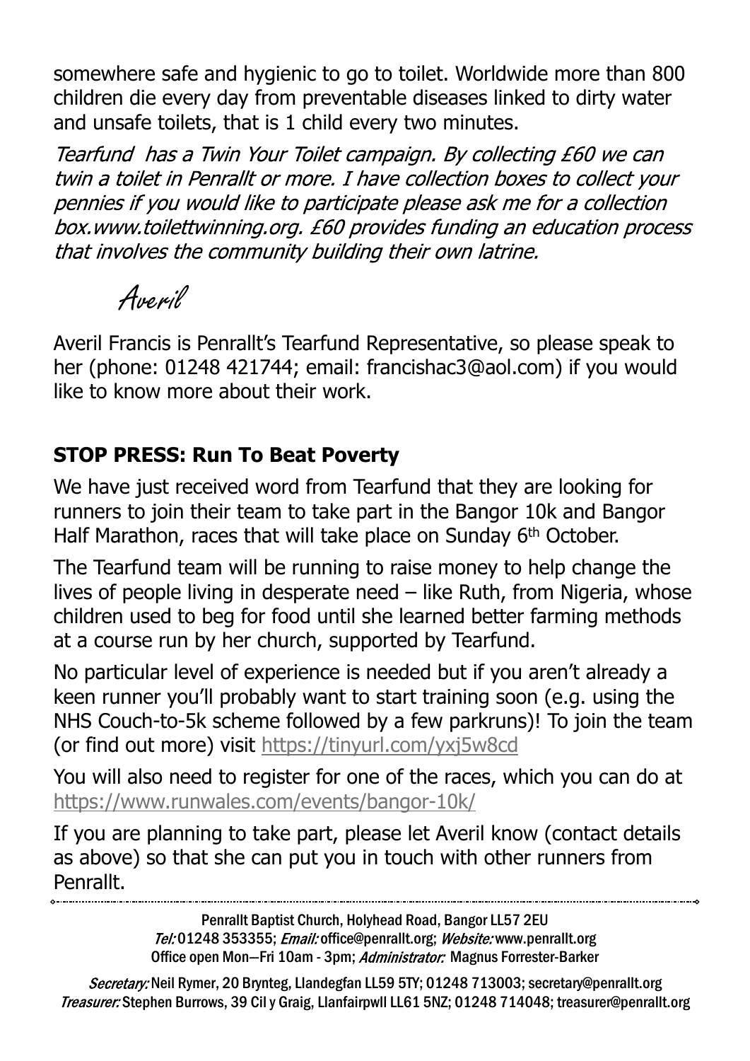somewhere safe and hygienic to go to toilet. Worldwide more than 800 children die every day from preventable diseases linked to dirty water and unsafe toilets, that is 1 child every two minutes.

*Tearfund has a Twin Your Toilet campaign. By collecting £60 we can twin a toilet in Penrallt or more. I have collection boxes to collect your pennies if you would like to participate please ask me for a collection box.www.toilettwinning.org. £60 provides funding an education process that involves the community building their own latrine.*

*Averil*

Averil Francis is Penrallt's Tearfund Representative, so please speak to her (phone: 01248 421744; email: francishac3@aol.com) if you would like to know more about their work.

## STOP PRESS: Run To Beat Poverty

We have just received word from Tearfund that they are looking for runners to join their team to take part in the Bangor 10k and Bangor Half Marathon, races that will take place on Sunday 6th October.

The Tearfund team will be running to raise money to help change the lives of people living in desperate need – like Ruth, from Nigeria, whose children used to beg for food until she learned better farming methods at a course run by her church, supported by Tearfund.

No particular level of experience is needed but if you aren't already a keen runner you'll probably want to start training soon (e.g. using the NHS Couch-to-5k scheme followed by a few parkruns)! To join the team (or find out more) visit https://tinyurl.com/yxj5w8cd

You will also need to register for one of the races, which you can do at https://www.runwales.com/events/bangor-10k/

If you are planning to take part, please let Averil know (contact details as above) so that she can put you in touch with other runners from Penrallt.

Penrallt Baptist Church, Holyhead Road, Bangor LL57 2EU
*Tel:* 01248 353355; *Email:* office@penrallt.org; *Website:* www.penrallt.org
Office open Mon—Fri 10am - 3pm; *Administrator:* Magnus Forrester-Barker

*Secretary:* Neil Rymer, 20 Brynteg, Llandegfan LL59 5TY; 01248 713003; secretary@penrallt.org
*Treasurer:* Stephen Burrows, 39 Cil y Graig, Llanfairpwll LL61 5NZ; 01248 714048; treasurer@penrallt.org